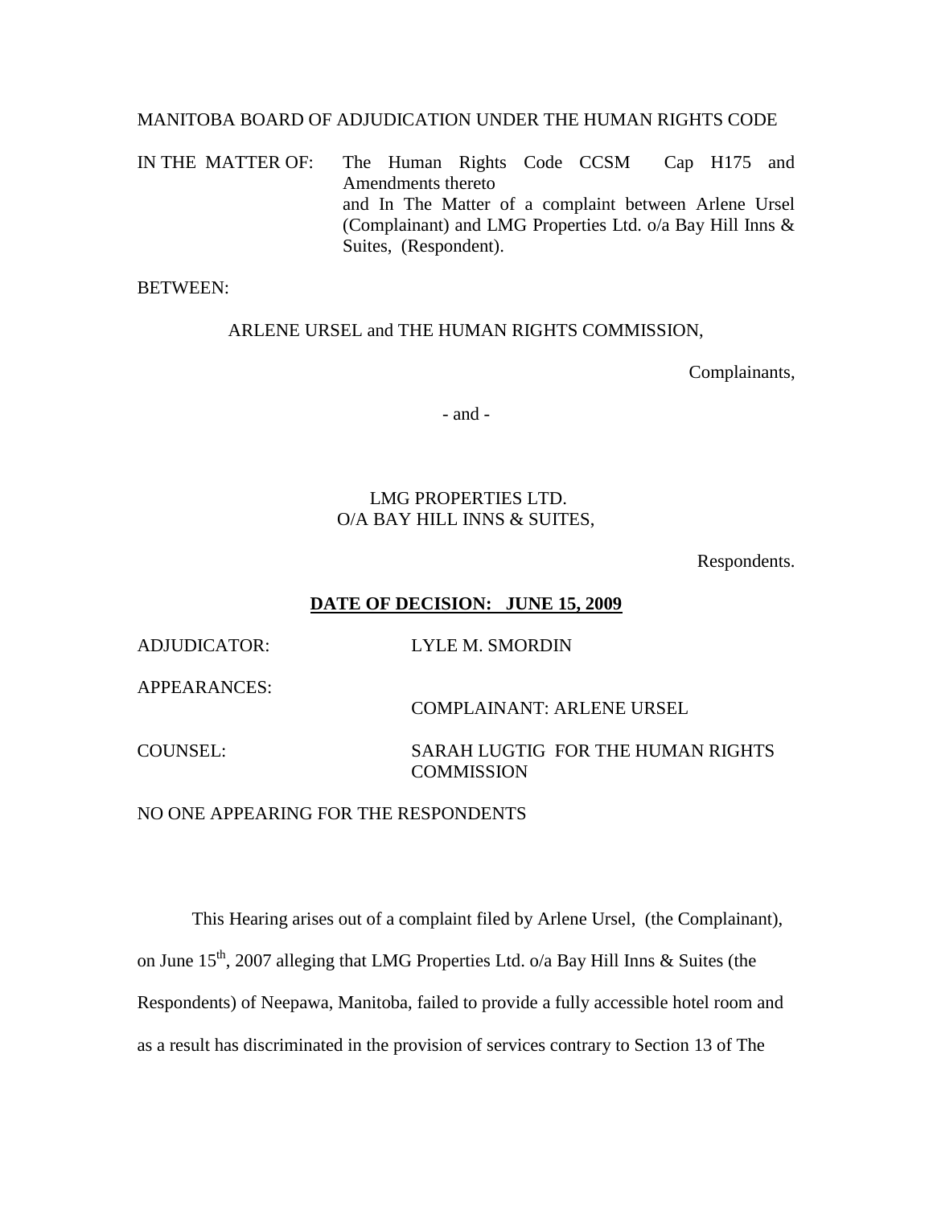MANITOBA BOARD OF ADJUDICATION UNDER THE HUMAN RIGHTS CODE

IN THE MATTER OF: The Human Rights Code CCSM Cap H175 and Amendments thereto and In The Matter of a complaint between Arlene Ursel (Complainant) and LMG Properties Ltd. o/a Bay Hill Inns & Suites, (Respondent).

BETWEEN:

ARLENE URSEL and THE HUMAN RIGHTS COMMISSION,

Complainants,

- and -

LMG PROPERTIES LTD.
O/A BAY HILL INNS & SUITES,

Respondents.

**DATE OF DECISION: JUNE 15, 2009**

ADJUDICATOR: LYLE M. SMORDIN

APPEARANCES:

COMPLAINANT: ARLENE URSEL

COUNSEL: SARAH LUGTIG FOR THE HUMAN RIGHTS COMMISSION

NO ONE APPEARING FOR THE RESPONDENTS

This Hearing arises out of a complaint filed by Arlene Ursel, (the Complainant), on June 15th, 2007 alleging that LMG Properties Ltd. o/a Bay Hill Inns & Suites (the Respondents) of Neepawa, Manitoba, failed to provide a fully accessible hotel room and as a result has discriminated in the provision of services contrary to Section 13 of The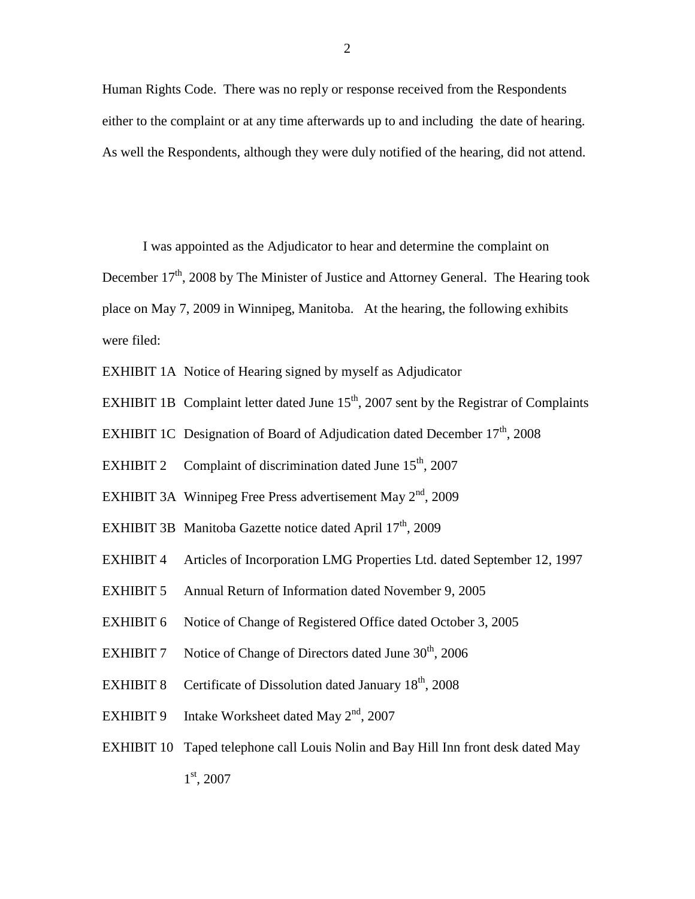Human Rights Code. There was no reply or response received from the Respondents either to the complaint or at any time afterwards up to and including the date of hearing. As well the Respondents, although they were duly notified of the hearing, did not attend.

I was appointed as the Adjudicator to hear and determine the complaint on December 17th, 2008 by The Minister of Justice and Attorney General. The Hearing took place on May 7, 2009 in Winnipeg, Manitoba. At the hearing, the following exhibits were filed:

EXHIBIT 1A Notice of Hearing signed by myself as Adjudicator

EXHIBIT 1B Complaint letter dated June 15th, 2007 sent by the Registrar of Complaints

EXHIBIT 1C Designation of Board of Adjudication dated December 17th, 2008

EXHIBIT 2 Complaint of discrimination dated June 15th, 2007

EXHIBIT 3A Winnipeg Free Press advertisement May 2nd, 2009

EXHIBIT 3B Manitoba Gazette notice dated April 17th, 2009

EXHIBIT 4 Articles of Incorporation LMG Properties Ltd. dated September 12, 1997

EXHIBIT 5 Annual Return of Information dated November 9, 2005

EXHIBIT 6 Notice of Change of Registered Office dated October 3, 2005

EXHIBIT 7 Notice of Change of Directors dated June 30th, 2006

EXHIBIT 8 Certificate of Dissolution dated January 18th, 2008

EXHIBIT 9 Intake Worksheet dated May 2nd, 2007

EXHIBIT 10 Taped telephone call Louis Nolin and Bay Hill Inn front desk dated May 1st, 2007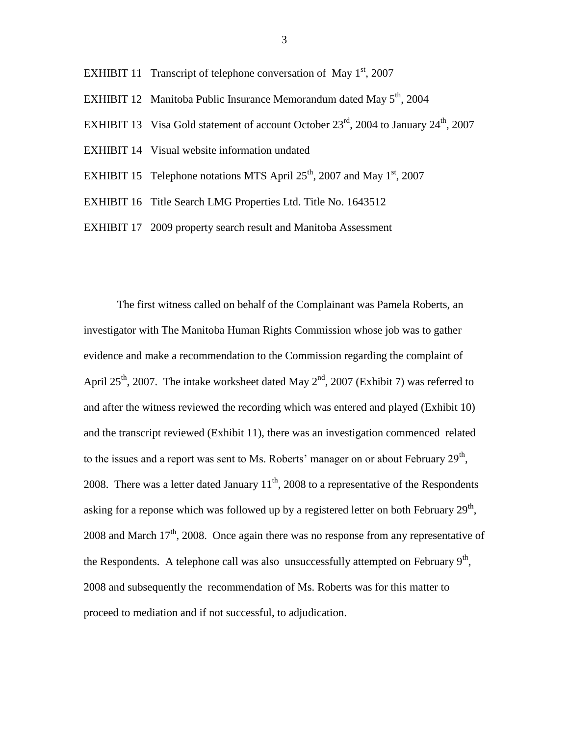EXHIBIT 11 Transcript of telephone conversation of May 1st, 2007

EXHIBIT 12 Manitoba Public Insurance Memorandum dated May 5th, 2004

EXHIBIT 13 Visa Gold statement of account October 23rd, 2004 to January 24th, 2007

EXHIBIT 14 Visual website information undated

EXHIBIT 15 Telephone notations MTS April 25th, 2007 and May 1st, 2007

EXHIBIT 16 Title Search LMG Properties Ltd. Title No. 1643512

EXHIBIT 17 2009 property search result and Manitoba Assessment

The first witness called on behalf of the Complainant was Pamela Roberts, an investigator with The Manitoba Human Rights Commission whose job was to gather evidence and make a recommendation to the Commission regarding the complaint of April 25th, 2007. The intake worksheet dated May 2nd, 2007 (Exhibit 7) was referred to and after the witness reviewed the recording which was entered and played (Exhibit 10) and the transcript reviewed (Exhibit 11), there was an investigation commenced related to the issues and a report was sent to Ms. Roberts' manager on or about February 29th, 2008. There was a letter dated January 11th, 2008 to a representative of the Respondents asking for a reponse which was followed up by a registered letter on both February 29th, 2008 and March 17th, 2008. Once again there was no response from any representative of the Respondents. A telephone call was also unsuccessfully attempted on February 9th, 2008 and subsequently the recommendation of Ms. Roberts was for this matter to proceed to mediation and if not successful, to adjudication.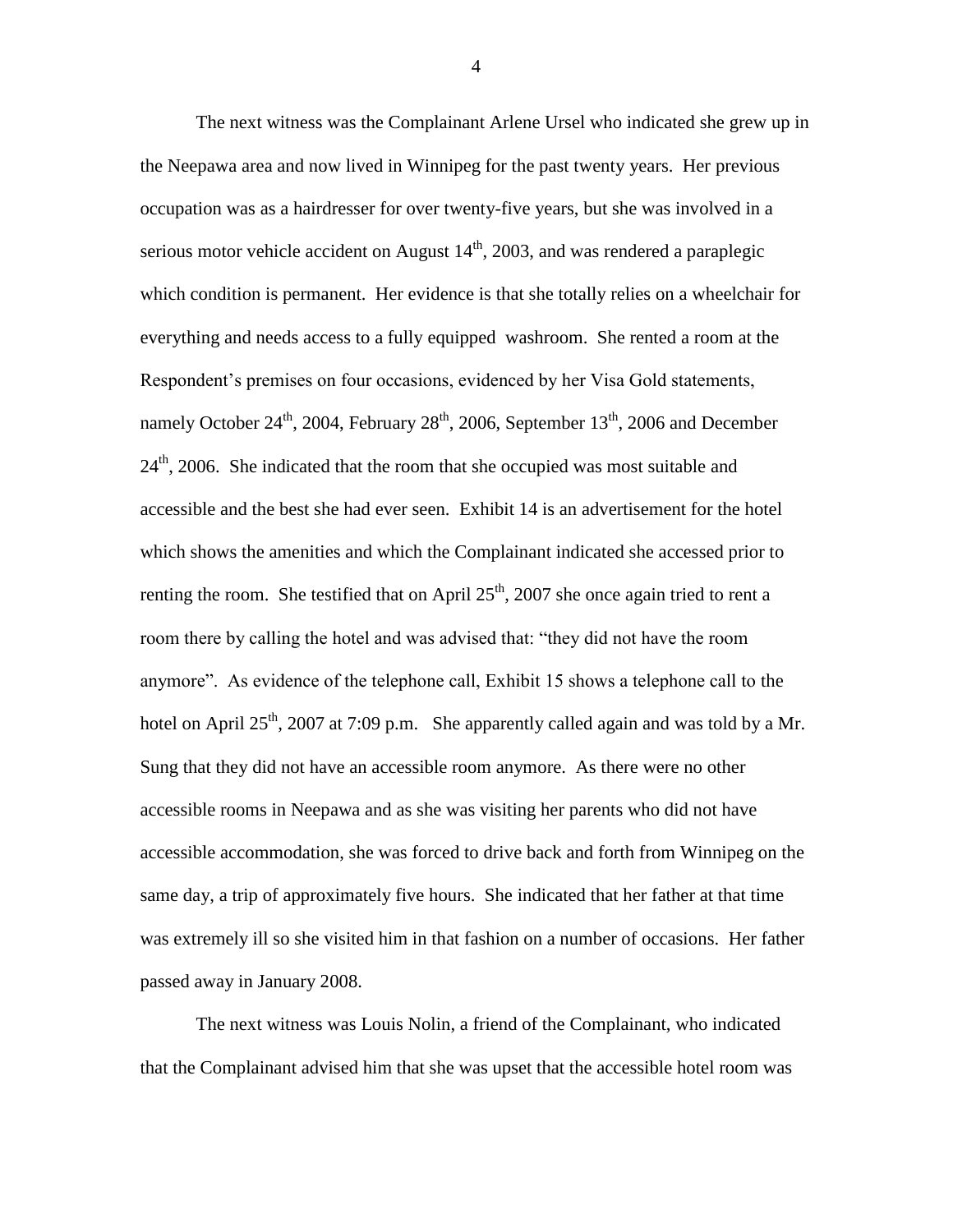The next witness was the Complainant Arlene Ursel who indicated she grew up in the Neepawa area and now lived in Winnipeg for the past twenty years. Her previous occupation was as a hairdresser for over twenty-five years, but she was involved in a serious motor vehicle accident on August 14th, 2003, and was rendered a paraplegic which condition is permanent. Her evidence is that she totally relies on a wheelchair for everything and needs access to a fully equipped washroom. She rented a room at the Respondent's premises on four occasions, evidenced by her Visa Gold statements, namely October 24th, 2004, February 28th, 2006, September 13th, 2006 and December 24th, 2006. She indicated that the room that she occupied was most suitable and accessible and the best she had ever seen. Exhibit 14 is an advertisement for the hotel which shows the amenities and which the Complainant indicated she accessed prior to renting the room. She testified that on April 25th, 2007 she once again tried to rent a room there by calling the hotel and was advised that: "they did not have the room anymore". As evidence of the telephone call, Exhibit 15 shows a telephone call to the hotel on April 25th, 2007 at 7:09 p.m. She apparently called again and was told by a Mr. Sung that they did not have an accessible room anymore. As there were no other accessible rooms in Neepawa and as she was visiting her parents who did not have accessible accommodation, she was forced to drive back and forth from Winnipeg on the same day, a trip of approximately five hours. She indicated that her father at that time was extremely ill so she visited him in that fashion on a number of occasions. Her father passed away in January 2008.

The next witness was Louis Nolin, a friend of the Complainant, who indicated that the Complainant advised him that she was upset that the accessible hotel room was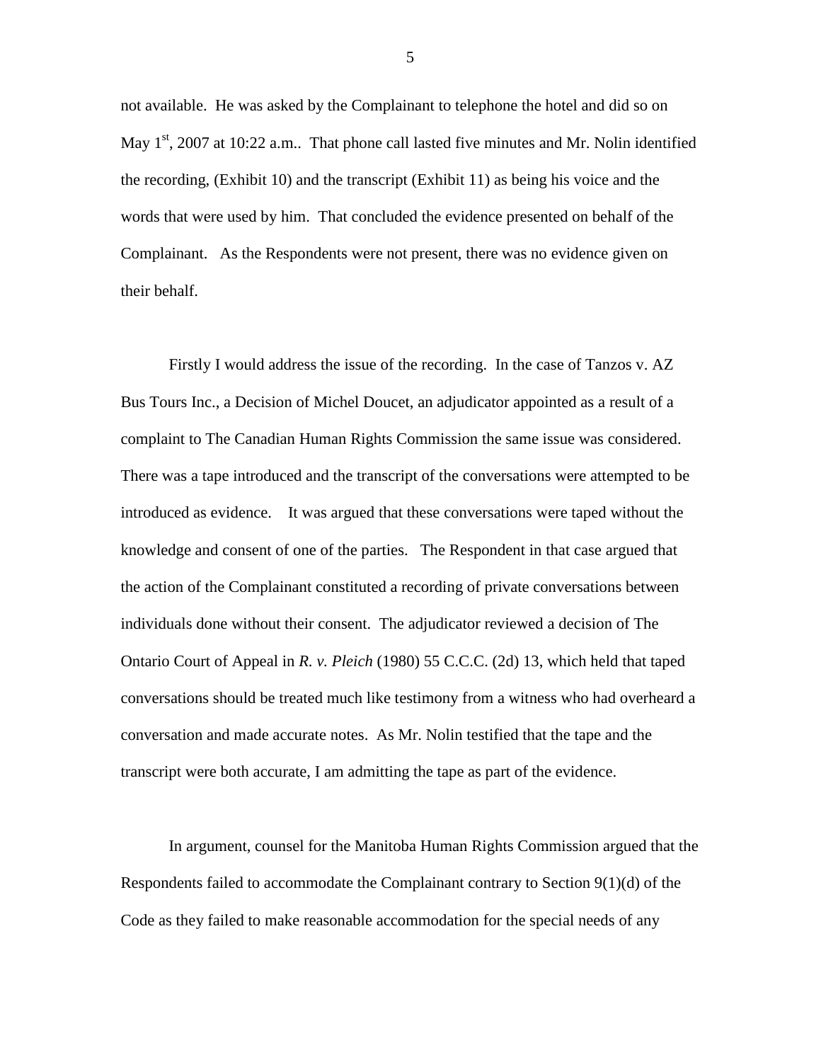not available. He was asked by the Complainant to telephone the hotel and did so on May 1st, 2007 at 10:22 a.m.. That phone call lasted five minutes and Mr. Nolin identified the recording, (Exhibit 10) and the transcript (Exhibit 11) as being his voice and the words that were used by him. That concluded the evidence presented on behalf of the Complainant. As the Respondents were not present, there was no evidence given on their behalf.

Firstly I would address the issue of the recording. In the case of Tanzos v. AZ Bus Tours Inc., a Decision of Michel Doucet, an adjudicator appointed as a result of a complaint to The Canadian Human Rights Commission the same issue was considered. There was a tape introduced and the transcript of the conversations were attempted to be introduced as evidence. It was argued that these conversations were taped without the knowledge and consent of one of the parties. The Respondent in that case argued that the action of the Complainant constituted a recording of private conversations between individuals done without their consent. The adjudicator reviewed a decision of The Ontario Court of Appeal in *R. v. Pleich* (1980) 55 C.C.C. (2d) 13, which held that taped conversations should be treated much like testimony from a witness who had overheard a conversation and made accurate notes. As Mr. Nolin testified that the tape and the transcript were both accurate, I am admitting the tape as part of the evidence.

In argument, counsel for the Manitoba Human Rights Commission argued that the Respondents failed to accommodate the Complainant contrary to Section 9(1)(d) of the Code as they failed to make reasonable accommodation for the special needs of any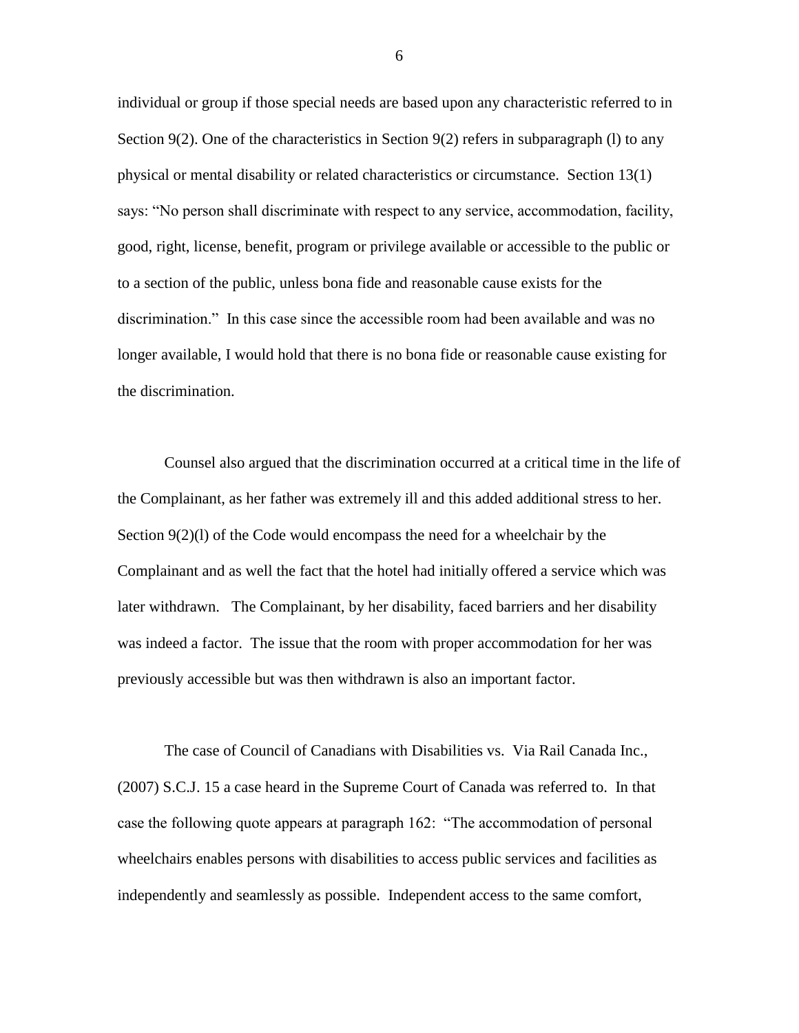individual or group if those special needs are based upon any characteristic referred to in Section 9(2). One of the characteristics in Section 9(2) refers in subparagraph (l) to any physical or mental disability or related characteristics or circumstance. Section 13(1) says: "No person shall discriminate with respect to any service, accommodation, facility, good, right, license, benefit, program or privilege available or accessible to the public or to a section of the public, unless bona fide and reasonable cause exists for the discrimination." In this case since the accessible room had been available and was no longer available, I would hold that there is no bona fide or reasonable cause existing for the discrimination.

Counsel also argued that the discrimination occurred at a critical time in the life of the Complainant, as her father was extremely ill and this added additional stress to her. Section 9(2)(l) of the Code would encompass the need for a wheelchair by the Complainant and as well the fact that the hotel had initially offered a service which was later withdrawn. The Complainant, by her disability, faced barriers and her disability was indeed a factor. The issue that the room with proper accommodation for her was previously accessible but was then withdrawn is also an important factor.

The case of Council of Canadians with Disabilities vs. Via Rail Canada Inc., (2007) S.C.J. 15 a case heard in the Supreme Court of Canada was referred to. In that case the following quote appears at paragraph 162: "The accommodation of personal wheelchairs enables persons with disabilities to access public services and facilities as independently and seamlessly as possible. Independent access to the same comfort,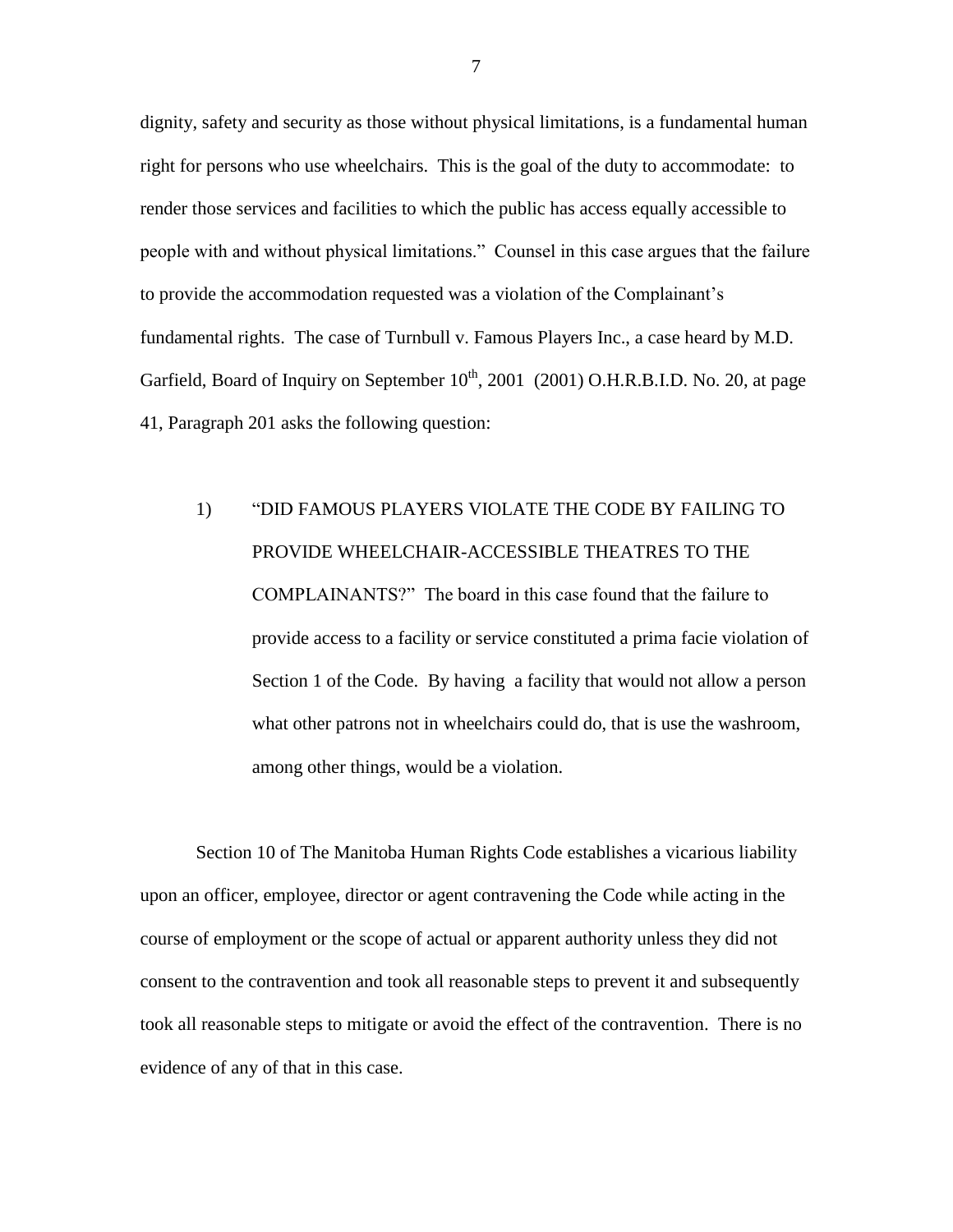dignity, safety and security as those without physical limitations, is a fundamental human right for persons who use wheelchairs. This is the goal of the duty to accommodate: to render those services and facilities to which the public has access equally accessible to people with and without physical limitations." Counsel in this case argues that the failure to provide the accommodation requested was a violation of the Complainant's fundamental rights. The case of Turnbull v. Famous Players Inc., a case heard by M.D. Garfield, Board of Inquiry on September 10th, 2001 (2001) O.H.R.B.I.D. No. 20, at page 41, Paragraph 201 asks the following question:

1) "DID FAMOUS PLAYERS VIOLATE THE CODE BY FAILING TO PROVIDE WHEELCHAIR-ACCESSIBLE THEATRES TO THE COMPLAINANTS?" The board in this case found that the failure to provide access to a facility or service constituted a prima facie violation of Section 1 of the Code. By having a facility that would not allow a person what other patrons not in wheelchairs could do, that is use the washroom, among other things, would be a violation.

Section 10 of The Manitoba Human Rights Code establishes a vicarious liability upon an officer, employee, director or agent contravening the Code while acting in the course of employment or the scope of actual or apparent authority unless they did not consent to the contravention and took all reasonable steps to prevent it and subsequently took all reasonable steps to mitigate or avoid the effect of the contravention. There is no evidence of any of that in this case.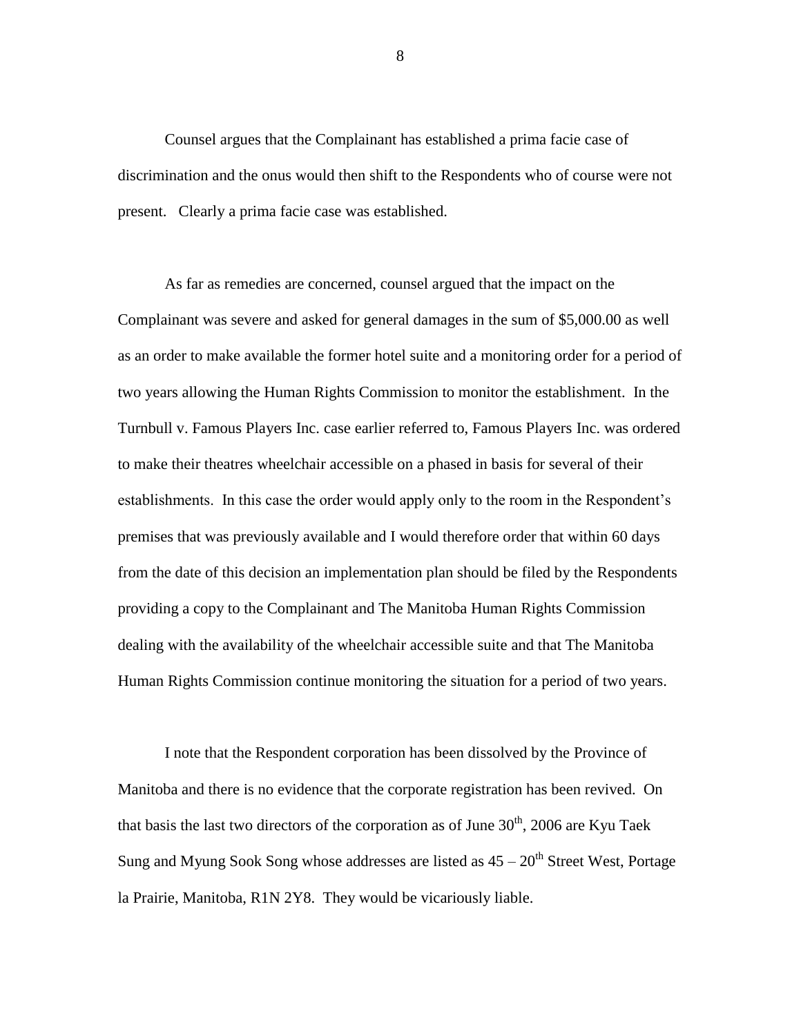Counsel argues that the Complainant has established a prima facie case of discrimination and the onus would then shift to the Respondents who of course were not present. Clearly a prima facie case was established.

As far as remedies are concerned, counsel argued that the impact on the Complainant was severe and asked for general damages in the sum of $5,000.00 as well as an order to make available the former hotel suite and a monitoring order for a period of two years allowing the Human Rights Commission to monitor the establishment. In the Turnbull v. Famous Players Inc. case earlier referred to, Famous Players Inc. was ordered to make their theatres wheelchair accessible on a phased in basis for several of their establishments. In this case the order would apply only to the room in the Respondent's premises that was previously available and I would therefore order that within 60 days from the date of this decision an implementation plan should be filed by the Respondents providing a copy to the Complainant and The Manitoba Human Rights Commission dealing with the availability of the wheelchair accessible suite and that The Manitoba Human Rights Commission continue monitoring the situation for a period of two years.

I note that the Respondent corporation has been dissolved by the Province of Manitoba and there is no evidence that the corporate registration has been revived. On that basis the last two directors of the corporation as of June 30th, 2006 are Kyu Taek Sung and Myung Sook Song whose addresses are listed as 45 – 20th Street West, Portage la Prairie, Manitoba, R1N 2Y8. They would be vicariously liable.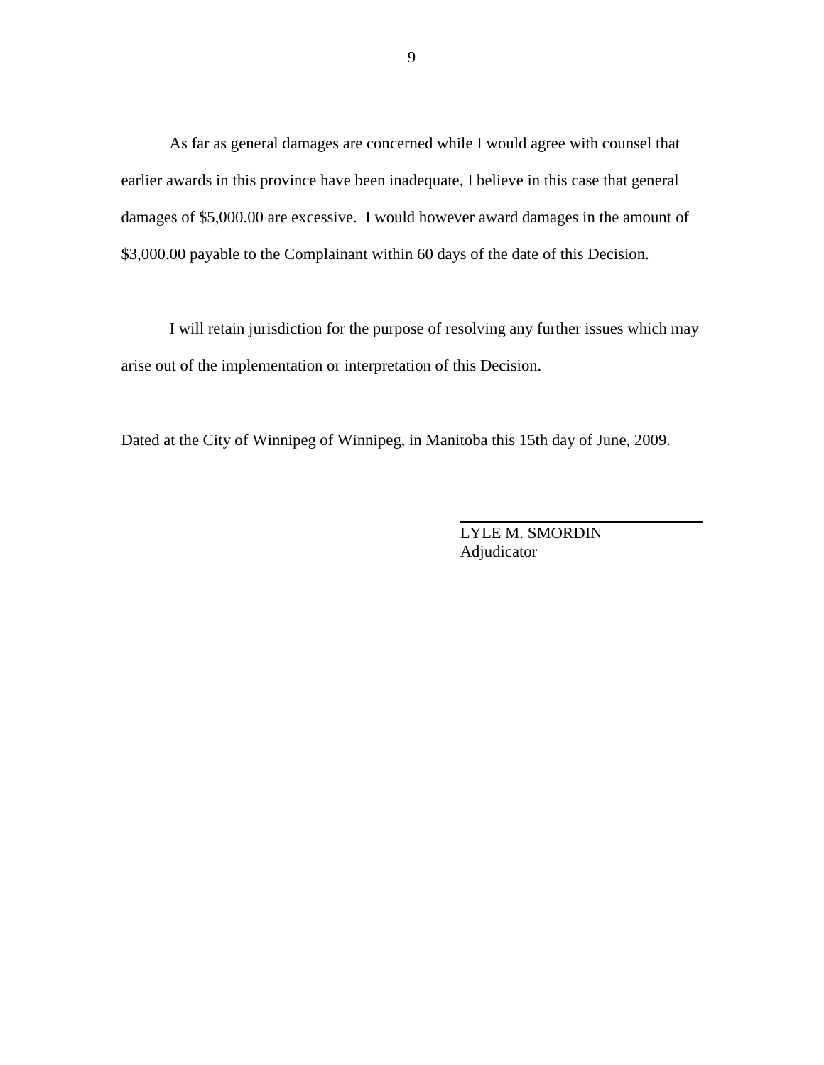As far as general damages are concerned while I would agree with counsel that earlier awards in this province have been inadequate, I believe in this case that general damages of $5,000.00 are excessive. I would however award damages in the amount of $3,000.00 payable to the Complainant within 60 days of the date of this Decision.

I will retain jurisdiction for the purpose of resolving any further issues which may arise out of the implementation or interpretation of this Decision.

Dated at the City of Winnipeg of Winnipeg, in Manitoba this 15th day of June, 2009.

LYLE M. SMORDIN
Adjudicator